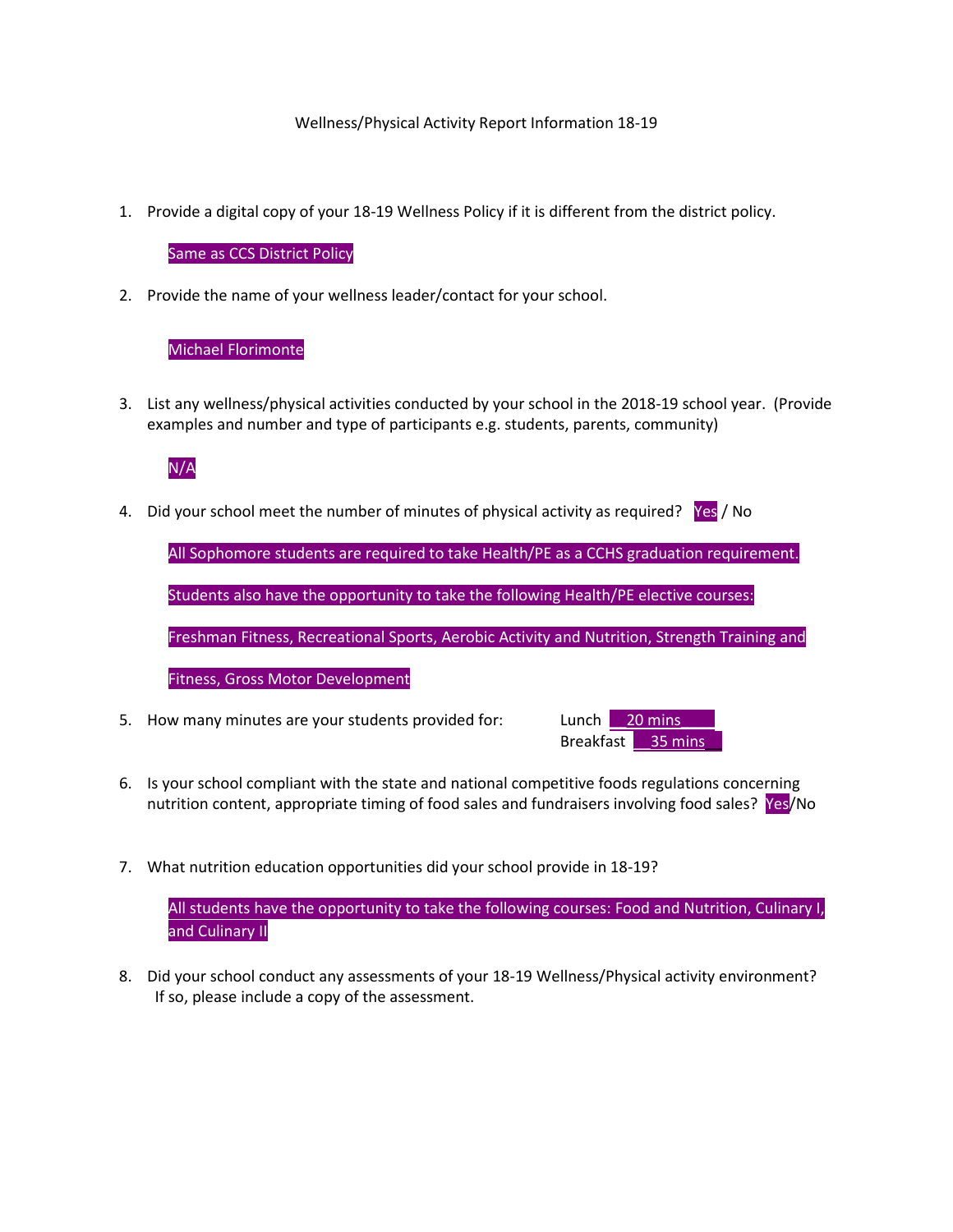Wellness/Physical Activity Report Information 18-19

1. Provide a digital copy of your 18-19 Wellness Policy if it is different from the district policy.

   Same as CCS District Policy

2. Provide the name of your wellness leader/contact for your school.

   Michael Florimonte

3. List any wellness/physical activities conducted by your school in the 2018-19 school year. (Provide examples and number and type of participants e.g. students, parents, community)

   N/A

4. Did your school meet the number of minutes of physical activity as required? Yes / No

   All Sophomore students are required to take Health/PE as a CCHS graduation requirement.

   Students also have the opportunity to take the following Health/PE elective courses:

   Freshman Fitness, Recreational Sports, Aerobic Activity and Nutrition, Strength Training and Fitness, Gross Motor Development

5. How many minutes are your students provided for: Lunch 20 mins
   Breakfast 35 mins

6. Is your school compliant with the state and national competitive foods regulations concerning nutrition content, appropriate timing of food sales and fundraisers involving food sales? Yes/No

7. What nutrition education opportunities did your school provide in 18-19?

   All students have the opportunity to take the following courses: Food and Nutrition, Culinary I, and Culinary II

8. Did your school conduct any assessments of your 18-19 Wellness/Physical activity environment? If so, please include a copy of the assessment.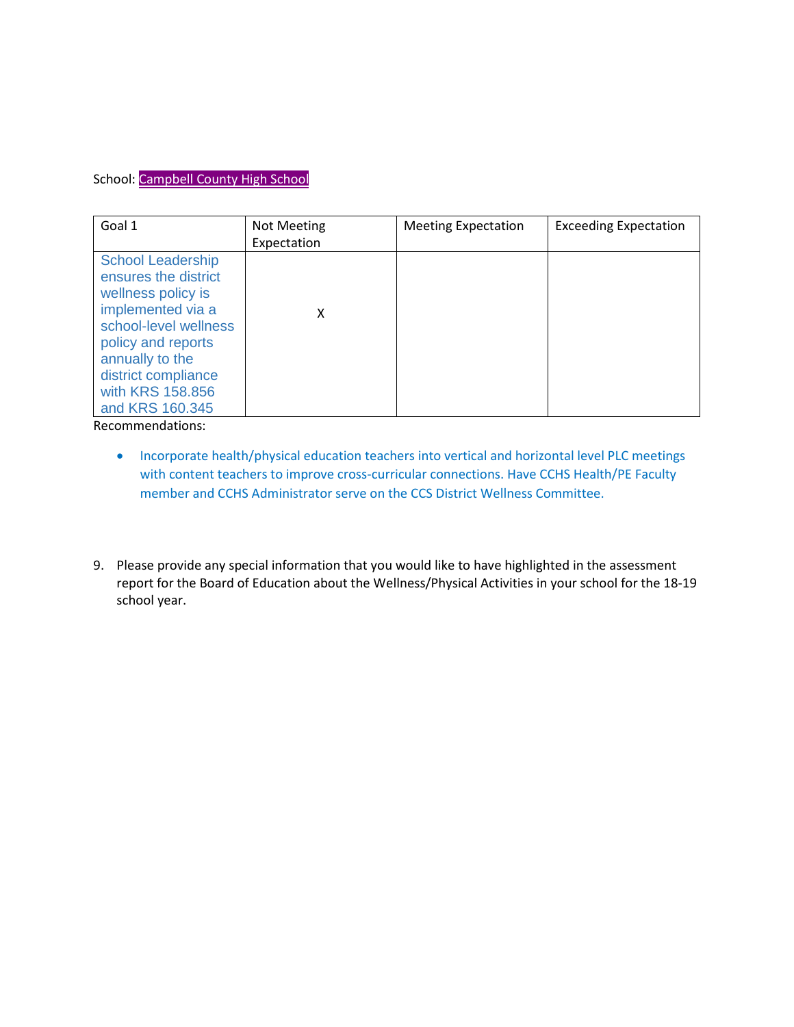School: Campbell County High School

| Goal 1 | Not Meeting Expectation | Meeting Expectation | Exceeding Expectation |
| --- | --- | --- | --- |
| School Leadership ensures the district wellness policy is implemented via a school-level wellness policy and reports annually to the district compliance with KRS 158.856 and KRS 160.345 | X | | |

Recommendations:

- Incorporate health/physical education teachers into vertical and horizontal level PLC meetings with content teachers to improve cross-curricular connections. Have CCHS Health/PE Faculty member and CCHS Administrator serve on the CCS District Wellness Committee.

9. Please provide any special information that you would like to have highlighted in the assessment report for the Board of Education about the Wellness/Physical Activities in your school for the 18-19 school year.